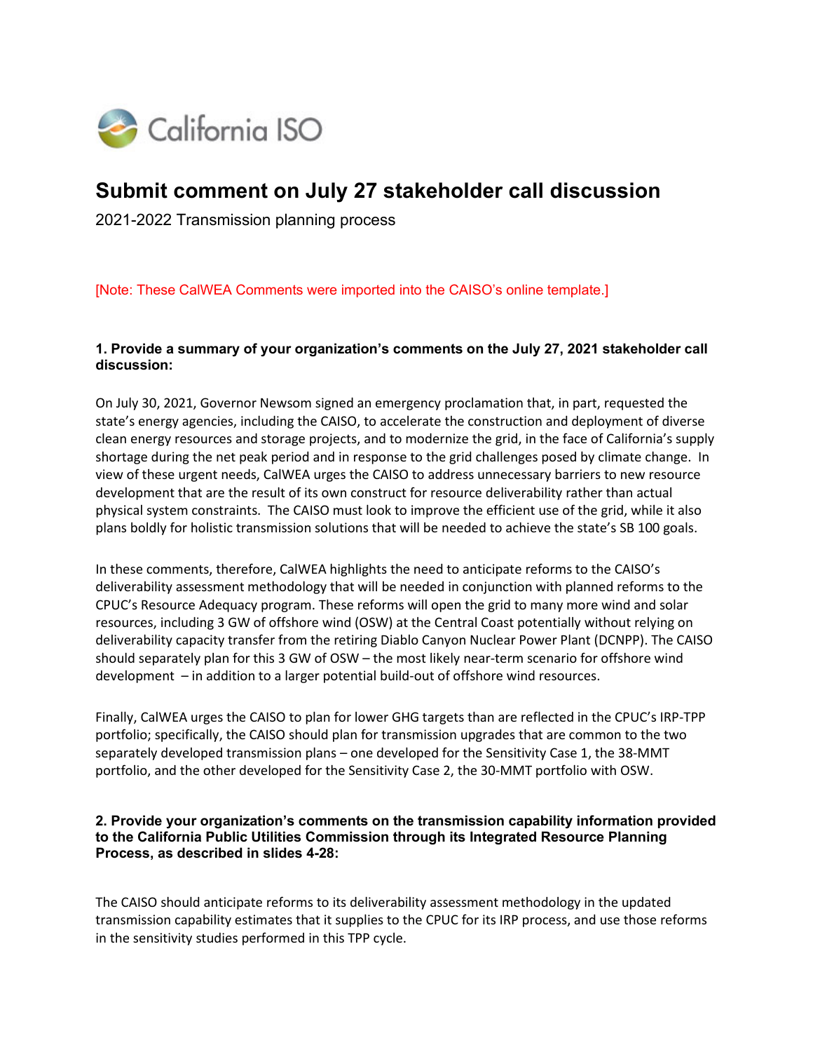California ISO

# Submit comment on July 27 stakeholder call discussion

2021-2022 Transmission planning process

[Note: These CalWEA Comments were imported into the CAISO's online template.]

### 1. Provide a summary of your organization's comments on the July 27, 2021 stakeholder call discussion:

On July 30, 2021, Governor Newsom signed an emergency proclamation that, in part, requested the state's energy agencies, including the CAISO, to accelerate the construction and deployment of diverse clean energy resources and storage projects, and to modernize the grid, in the face of California's supply shortage during the net peak period and in response to the grid challenges posed by climate change. In view of these urgent needs, CalWEA urges the CAISO to address unnecessary barriers to new resource development that are the result of its own construct for resource deliverability rather than actual physical system constraints. The CAISO must look to improve the efficient use of the grid, while it also plans boldly for holistic transmission solutions that will be needed to achieve the state's SB 100 goals.

In these comments, therefore, CalWEA highlights the need to anticipate reforms to the CAISO's deliverability assessment methodology that will be needed in conjunction with planned reforms to the CPUC's Resource Adequacy program. These reforms will open the grid to many more wind and solar resources, including 3 GW of offshore wind (OSW) at the Central Coast potentially without relying on deliverability capacity transfer from the retiring Diablo Canyon Nuclear Power Plant (DCNPP). The CAISO should separately plan for this 3 GW of OSW – the most likely near-term scenario for offshore wind development – in addition to a larger potential build-out of offshore wind resources.

Finally, CalWEA urges the CAISO to plan for lower GHG targets than are reflected in the CPUC's IRP-TPP portfolio; specifically, the CAISO should plan for transmission upgrades that are common to the two separately developed transmission plans – one developed for the Sensitivity Case 1, the 38-MMT portfolio, and the other developed for the Sensitivity Case 2, the 30-MMT portfolio with OSW.

### 2. Provide your organization's comments on the transmission capability information provided to the California Public Utilities Commission through its Integrated Resource Planning Process, as described in slides 4-28:

The CAISO should anticipate reforms to its deliverability assessment methodology in the updated transmission capability estimates that it supplies to the CPUC for its IRP process, and use those reforms in the sensitivity studies performed in this TPP cycle.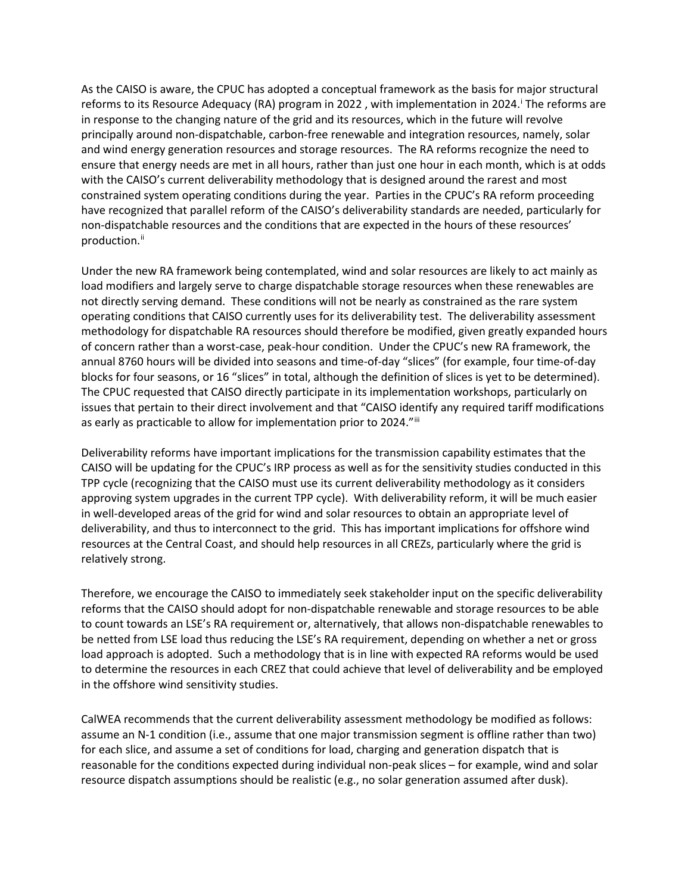As the CAISO is aware, the CPUC has adopted a conceptual framework as the basis for major structural reforms to its Resource Adequacy (RA) program in 2022 , with implementation in 2024.[i] The reforms are in response to the changing nature of the grid and its resources, which in the future will revolve principally around non-dispatchable, carbon-free renewable and integration resources, namely, solar and wind energy generation resources and storage resources. The RA reforms recognize the need to ensure that energy needs are met in all hours, rather than just one hour in each month, which is at odds with the CAISO's current deliverability methodology that is designed around the rarest and most constrained system operating conditions during the year. Parties in the CPUC's RA reform proceeding have recognized that parallel reform of the CAISO's deliverability standards are needed, particularly for non-dispatchable resources and the conditions that are expected in the hours of these resources' production.[ii]

Under the new RA framework being contemplated, wind and solar resources are likely to act mainly as load modifiers and largely serve to charge dispatchable storage resources when these renewables are not directly serving demand. These conditions will not be nearly as constrained as the rare system operating conditions that CAISO currently uses for its deliverability test. The deliverability assessment methodology for dispatchable RA resources should therefore be modified, given greatly expanded hours of concern rather than a worst-case, peak-hour condition. Under the CPUC's new RA framework, the annual 8760 hours will be divided into seasons and time-of-day "slices" (for example, four time-of-day blocks for four seasons, or 16 "slices" in total, although the definition of slices is yet to be determined). The CPUC requested that CAISO directly participate in its implementation workshops, particularly on issues that pertain to their direct involvement and that "CAISO identify any required tariff modifications as early as practicable to allow for implementation prior to 2024."[iii]

Deliverability reforms have important implications for the transmission capability estimates that the CAISO will be updating for the CPUC's IRP process as well as for the sensitivity studies conducted in this TPP cycle (recognizing that the CAISO must use its current deliverability methodology as it considers approving system upgrades in the current TPP cycle). With deliverability reform, it will be much easier in well-developed areas of the grid for wind and solar resources to obtain an appropriate level of deliverability, and thus to interconnect to the grid. This has important implications for offshore wind resources at the Central Coast, and should help resources in all CREZs, particularly where the grid is relatively strong.

Therefore, we encourage the CAISO to immediately seek stakeholder input on the specific deliverability reforms that the CAISO should adopt for non-dispatchable renewable and storage resources to be able to count towards an LSE's RA requirement or, alternatively, that allows non-dispatchable renewables to be netted from LSE load thus reducing the LSE's RA requirement, depending on whether a net or gross load approach is adopted. Such a methodology that is in line with expected RA reforms would be used to determine the resources in each CREZ that could achieve that level of deliverability and be employed in the offshore wind sensitivity studies.

CalWEA recommends that the current deliverability assessment methodology be modified as follows: assume an N-1 condition (i.e., assume that one major transmission segment is offline rather than two) for each slice, and assume a set of conditions for load, charging and generation dispatch that is reasonable for the conditions expected during individual non-peak slices – for example, wind and solar resource dispatch assumptions should be realistic (e.g., no solar generation assumed after dusk).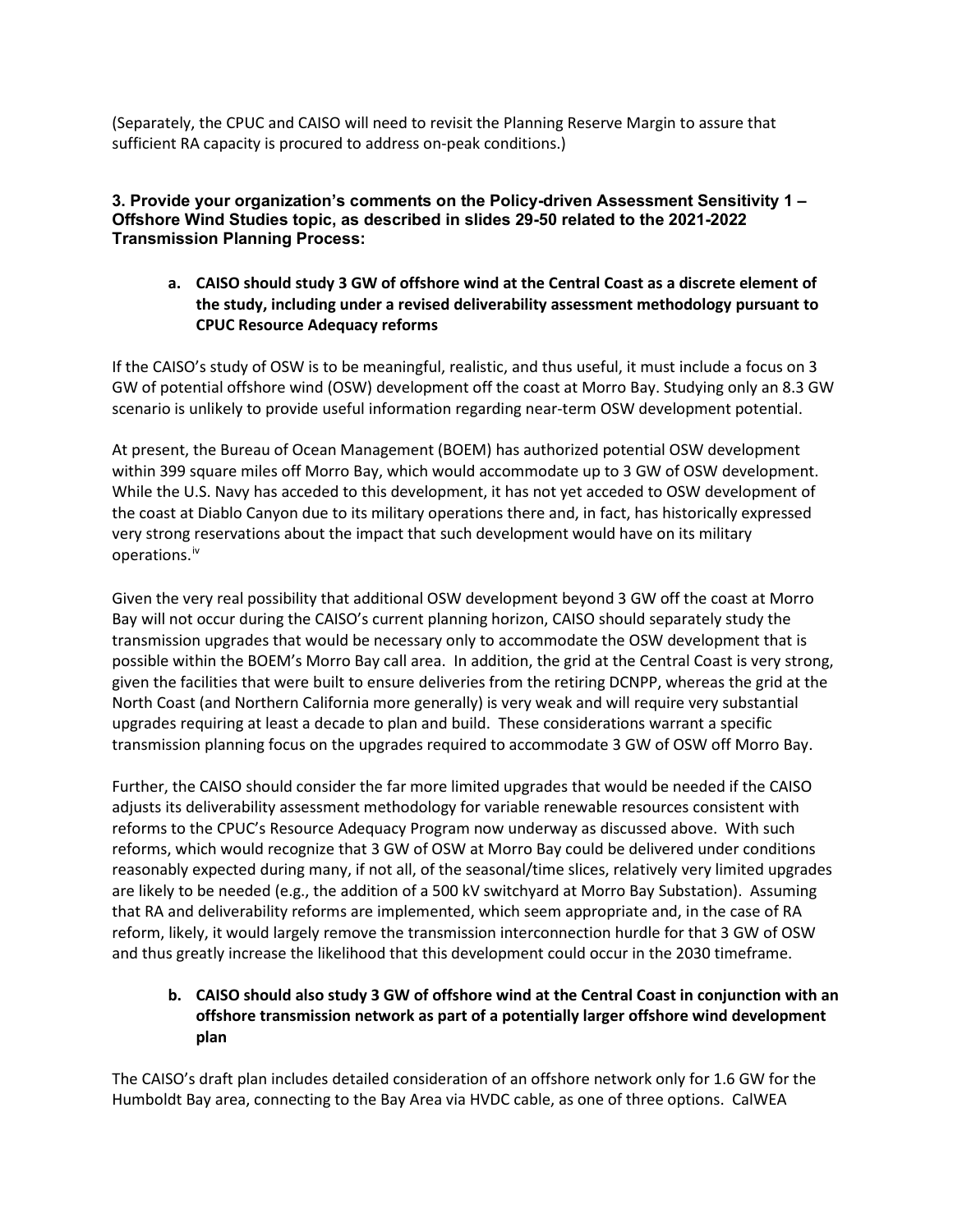(Separately, the CPUC and CAISO will need to revisit the Planning Reserve Margin to assure that sufficient RA capacity is procured to address on-peak conditions.)

### 3. Provide your organization's comments on the Policy-driven Assessment Sensitivity 1 – Offshore Wind Studies topic, as described in slides 29-50 related to the 2021-2022 Transmission Planning Process:

**a. CAISO should study 3 GW of offshore wind at the Central Coast as a discrete element of the study, including under a revised deliverability assessment methodology pursuant to CPUC Resource Adequacy reforms**

If the CAISO's study of OSW is to be meaningful, realistic, and thus useful, it must include a focus on 3 GW of potential offshore wind (OSW) development off the coast at Morro Bay. Studying only an 8.3 GW scenario is unlikely to provide useful information regarding near-term OSW development potential.

At present, the Bureau of Ocean Management (BOEM) has authorized potential OSW development within 399 square miles off Morro Bay, which would accommodate up to 3 GW of OSW development. While the U.S. Navy has acceded to this development, it has not yet acceded to OSW development of the coast at Diablo Canyon due to its military operations there and, in fact, has historically expressed very strong reservations about the impact that such development would have on its military operations.[iv]

Given the very real possibility that additional OSW development beyond 3 GW off the coast at Morro Bay will not occur during the CAISO's current planning horizon, CAISO should separately study the transmission upgrades that would be necessary only to accommodate the OSW development that is possible within the BOEM's Morro Bay call area. In addition, the grid at the Central Coast is very strong, given the facilities that were built to ensure deliveries from the retiring DCNPP, whereas the grid at the North Coast (and Northern California more generally) is very weak and will require very substantial upgrades requiring at least a decade to plan and build. These considerations warrant a specific transmission planning focus on the upgrades required to accommodate 3 GW of OSW off Morro Bay.

Further, the CAISO should consider the far more limited upgrades that would be needed if the CAISO adjusts its deliverability assessment methodology for variable renewable resources consistent with reforms to the CPUC's Resource Adequacy Program now underway as discussed above. With such reforms, which would recognize that 3 GW of OSW at Morro Bay could be delivered under conditions reasonably expected during many, if not all, of the seasonal/time slices, relatively very limited upgrades are likely to be needed (e.g., the addition of a 500 kV switchyard at Morro Bay Substation). Assuming that RA and deliverability reforms are implemented, which seem appropriate and, in the case of RA reform, likely, it would largely remove the transmission interconnection hurdle for that 3 GW of OSW and thus greatly increase the likelihood that this development could occur in the 2030 timeframe.

**b. CAISO should also study 3 GW of offshore wind at the Central Coast in conjunction with an offshore transmission network as part of a potentially larger offshore wind development plan**

The CAISO's draft plan includes detailed consideration of an offshore network only for 1.6 GW for the Humboldt Bay area, connecting to the Bay Area via HVDC cable, as one of three options. CalWEA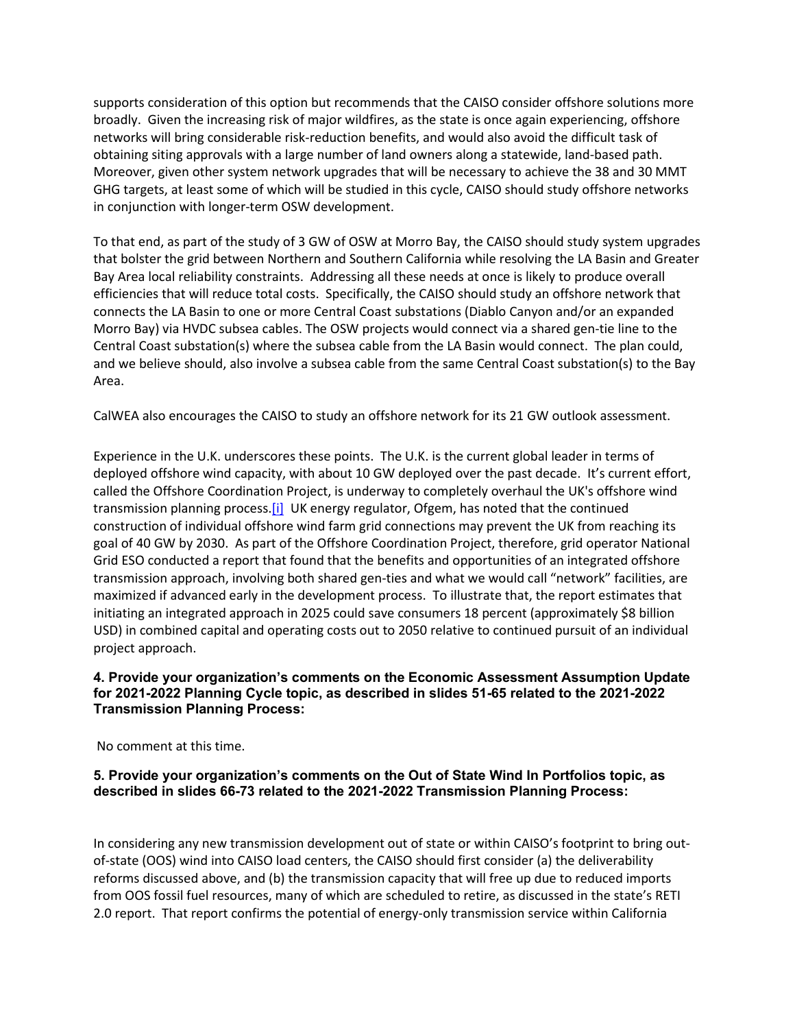supports consideration of this option but recommends that the CAISO consider offshore solutions more broadly. Given the increasing risk of major wildfires, as the state is once again experiencing, offshore networks will bring considerable risk-reduction benefits, and would also avoid the difficult task of obtaining siting approvals with a large number of land owners along a statewide, land-based path. Moreover, given other system network upgrades that will be necessary to achieve the 38 and 30 MMT GHG targets, at least some of which will be studied in this cycle, CAISO should study offshore networks in conjunction with longer-term OSW development.

To that end, as part of the study of 3 GW of OSW at Morro Bay, the CAISO should study system upgrades that bolster the grid between Northern and Southern California while resolving the LA Basin and Greater Bay Area local reliability constraints. Addressing all these needs at once is likely to produce overall efficiencies that will reduce total costs. Specifically, the CAISO should study an offshore network that connects the LA Basin to one or more Central Coast substations (Diablo Canyon and/or an expanded Morro Bay) via HVDC subsea cables. The OSW projects would connect via a shared gen-tie line to the Central Coast substation(s) where the subsea cable from the LA Basin would connect. The plan could, and we believe should, also involve a subsea cable from the same Central Coast substation(s) to the Bay Area.

CalWEA also encourages the CAISO to study an offshore network for its 21 GW outlook assessment.

Experience in the U.K. underscores these points. The U.K. is the current global leader in terms of deployed offshore wind capacity, with about 10 GW deployed over the past decade. It's current effort, called the Offshore Coordination Project, is underway to completely overhaul the UK's offshore wind transmission planning process.[i] UK energy regulator, Ofgem, has noted that the continued construction of individual offshore wind farm grid connections may prevent the UK from reaching its goal of 40 GW by 2030. As part of the Offshore Coordination Project, therefore, grid operator National Grid ESO conducted a report that found that the benefits and opportunities of an integrated offshore transmission approach, involving both shared gen-ties and what we would call "network" facilities, are maximized if advanced early in the development process. To illustrate that, the report estimates that initiating an integrated approach in 2025 could save consumers 18 percent (approximately $8 billion USD) in combined capital and operating costs out to 2050 relative to continued pursuit of an individual project approach.

**4. Provide your organization's comments on the Economic Assessment Assumption Update for 2021-2022 Planning Cycle topic, as described in slides 51-65 related to the 2021-2022 Transmission Planning Process:**

No comment at this time.

**5. Provide your organization's comments on the Out of State Wind In Portfolios topic, as described in slides 66-73 related to the 2021-2022 Transmission Planning Process:**

In considering any new transmission development out of state or within CAISO's footprint to bring out-of-state (OOS) wind into CAISO load centers, the CAISO should first consider (a) the deliverability reforms discussed above, and (b) the transmission capacity that will free up due to reduced imports from OOS fossil fuel resources, many of which are scheduled to retire, as discussed in the state's RETI 2.0 report. That report confirms the potential of energy-only transmission service within California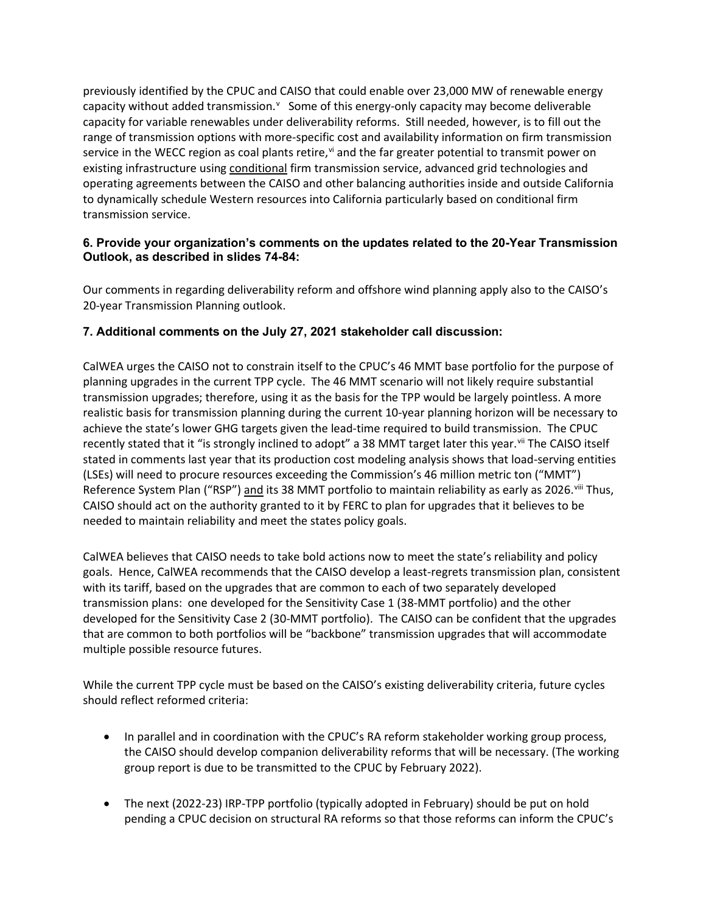previously identified by the CPUC and CAISO that could enable over 23,000 MW of renewable energy capacity without added transmission.[v] Some of this energy-only capacity may become deliverable capacity for variable renewables under deliverability reforms. Still needed, however, is to fill out the range of transmission options with more-specific cost and availability information on firm transmission service in the WECC region as coal plants retire,[vi] and the far greater potential to transmit power on existing infrastructure using conditional firm transmission service, advanced grid technologies and operating agreements between the CAISO and other balancing authorities inside and outside California to dynamically schedule Western resources into California particularly based on conditional firm transmission service.

### 6. Provide your organization's comments on the updates related to the 20-Year Transmission Outlook, as described in slides 74-84:

Our comments in regarding deliverability reform and offshore wind planning apply also to the CAISO's 20-year Transmission Planning outlook.

### 7. Additional comments on the July 27, 2021 stakeholder call discussion:

CalWEA urges the CAISO not to constrain itself to the CPUC's 46 MMT base portfolio for the purpose of planning upgrades in the current TPP cycle. The 46 MMT scenario will not likely require substantial transmission upgrades; therefore, using it as the basis for the TPP would be largely pointless. A more realistic basis for transmission planning during the current 10-year planning horizon will be necessary to achieve the state's lower GHG targets given the lead-time required to build transmission. The CPUC recently stated that it "is strongly inclined to adopt" a 38 MMT target later this year.[vii] The CAISO itself stated in comments last year that its production cost modeling analysis shows that load-serving entities (LSEs) will need to procure resources exceeding the Commission's 46 million metric ton ("MMT") Reference System Plan ("RSP") and its 38 MMT portfolio to maintain reliability as early as 2026.[viii] Thus, CAISO should act on the authority granted to it by FERC to plan for upgrades that it believes to be needed to maintain reliability and meet the states policy goals.

CalWEA believes that CAISO needs to take bold actions now to meet the state's reliability and policy goals. Hence, CalWEA recommends that the CAISO develop a least-regrets transmission plan, consistent with its tariff, based on the upgrades that are common to each of two separately developed transmission plans: one developed for the Sensitivity Case 1 (38-MMT portfolio) and the other developed for the Sensitivity Case 2 (30-MMT portfolio). The CAISO can be confident that the upgrades that are common to both portfolios will be "backbone" transmission upgrades that will accommodate multiple possible resource futures.

While the current TPP cycle must be based on the CAISO's existing deliverability criteria, future cycles should reflect reformed criteria:

- In parallel and in coordination with the CPUC's RA reform stakeholder working group process, the CAISO should develop companion deliverability reforms that will be necessary. (The working group report is due to be transmitted to the CPUC by February 2022).

- The next (2022-23) IRP-TPP portfolio (typically adopted in February) should be put on hold pending a CPUC decision on structural RA reforms so that those reforms can inform the CPUC's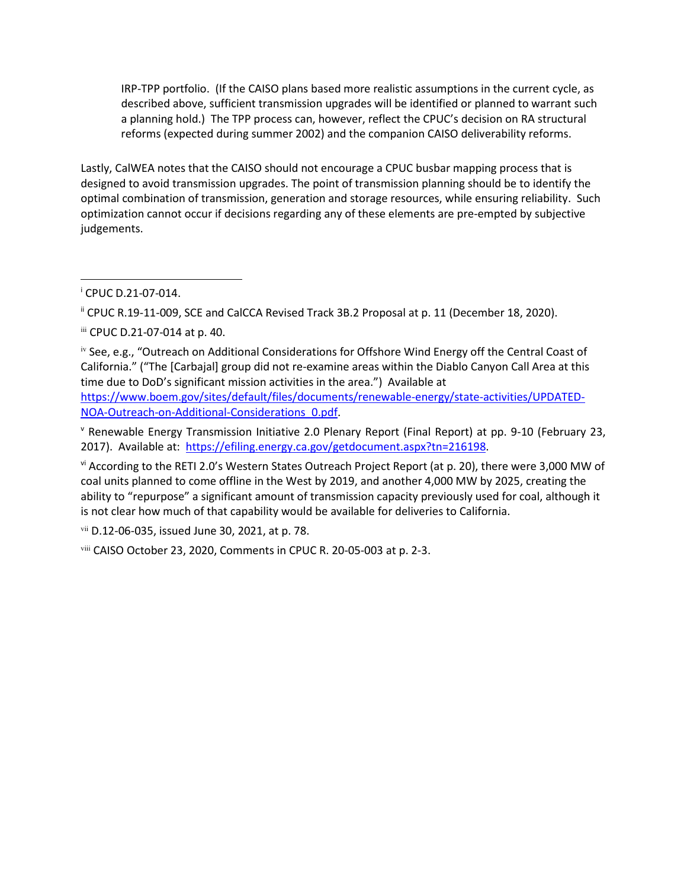> IRP-TPP portfolio. (If the CAISO plans based more realistic assumptions in the current cycle, as described above, sufficient transmission upgrades will be identified or planned to warrant such a planning hold.) The TPP process can, however, reflect the CPUC's decision on RA structural reforms (expected during summer 2002) and the companion CAISO deliverability reforms.

Lastly, CalWEA notes that the CAISO should not encourage a CPUC busbar mapping process that is designed to avoid transmission upgrades. The point of transmission planning should be to identify the optimal combination of transmission, generation and storage resources, while ensuring reliability. Such optimization cannot occur if decisions regarding any of these elements are pre-empted by subjective judgements.

---

[i] CPUC D.21-07-014.

[ii] CPUC R.19-11-009, SCE and CalCCA Revised Track 3B.2 Proposal at p. 11 (December 18, 2020).

[iii] CPUC D.21-07-014 at p. 40.

[iv] See, e.g., "Outreach on Additional Considerations for Offshore Wind Energy off the Central Coast of California." ("The [Carbajal] group did not re-examine areas within the Diablo Canyon Call Area at this time due to DoD's significant mission activities in the area.") Available at https://www.boem.gov/sites/default/files/documents/renewable-energy/state-activities/UPDATED-NOA-Outreach-on-Additional-Considerations_0.pdf.

[v] Renewable Energy Transmission Initiative 2.0 Plenary Report (Final Report) at pp. 9-10 (February 23, 2017). Available at: https://efiling.energy.ca.gov/getdocument.aspx?tn=216198.

[vi] According to the RETI 2.0's Western States Outreach Project Report (at p. 20), there were 3,000 MW of coal units planned to come offline in the West by 2019, and another 4,000 MW by 2025, creating the ability to "repurpose" a significant amount of transmission capacity previously used for coal, although it is not clear how much of that capability would be available for deliveries to California.

[vii] D.12-06-035, issued June 30, 2021, at p. 78.

[viii] CAISO October 23, 2020, Comments in CPUC R. 20-05-003 at p. 2-3.